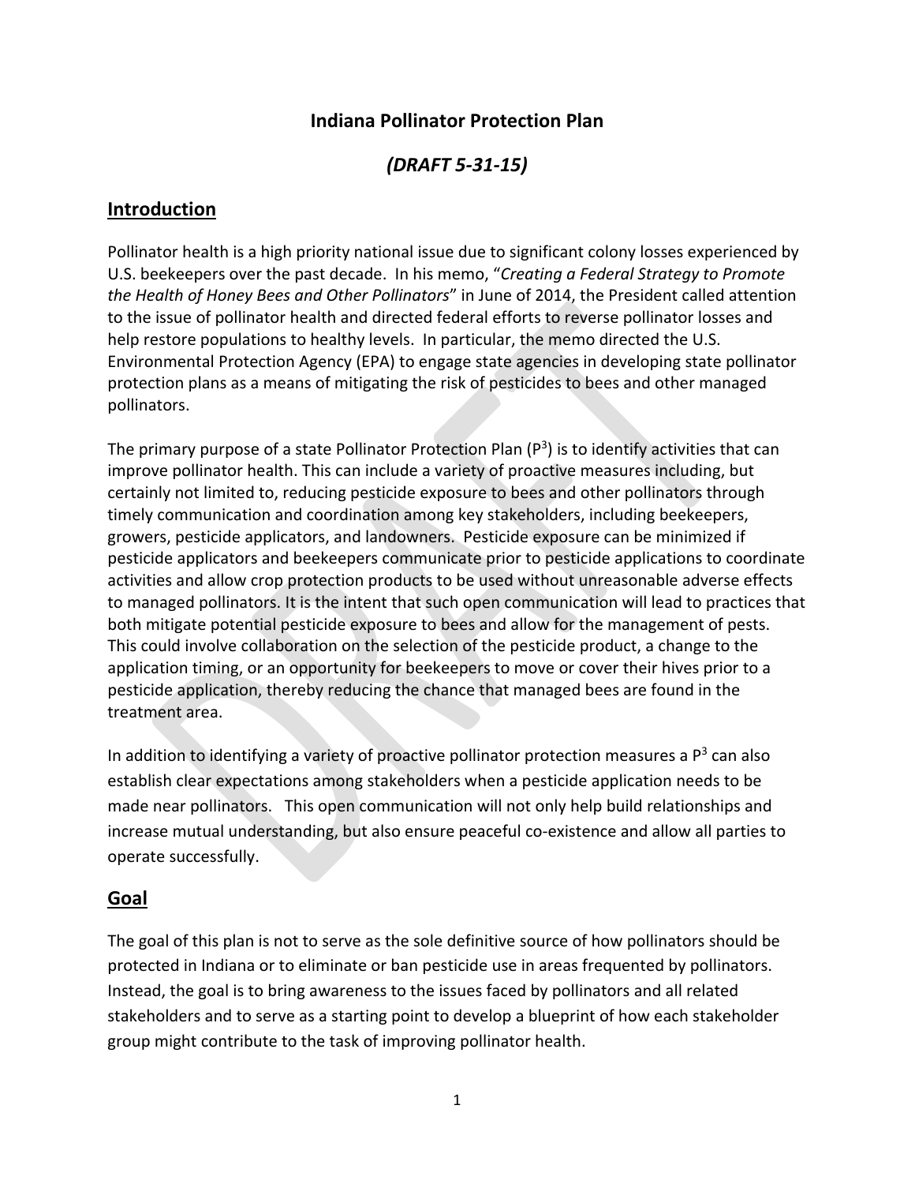# Indiana Pollinator Protection Plan

## *(DRAFT 5-31-15)*

## Introduction

Pollinator health is a high priority national issue due to significant colony losses experienced by U.S. beekeepers over the past decade. In his memo, "*Creating a Federal Strategy to Promote the Health of Honey Bees and Other Pollinators*" in June of 2014, the President called attention to the issue of pollinator health and directed federal efforts to reverse pollinator losses and help restore populations to healthy levels. In particular, the memo directed the U.S. Environmental Protection Agency (EPA) to engage state agencies in developing state pollinator protection plans as a means of mitigating the risk of pesticides to bees and other managed pollinators.

The primary purpose of a state Pollinator Protection Plan ($P^3$) is to identify activities that can improve pollinator health. This can include a variety of proactive measures including, but certainly not limited to, reducing pesticide exposure to bees and other pollinators through timely communication and coordination among key stakeholders, including beekeepers, growers, pesticide applicators, and landowners. Pesticide exposure can be minimized if pesticide applicators and beekeepers communicate prior to pesticide applications to coordinate activities and allow crop protection products to be used without unreasonable adverse effects to managed pollinators. It is the intent that such open communication will lead to practices that both mitigate potential pesticide exposure to bees and allow for the management of pests. This could involve collaboration on the selection of the pesticide product, a change to the application timing, or an opportunity for beekeepers to move or cover their hives prior to a pesticide application, thereby reducing the chance that managed bees are found in the treatment area.

In addition to identifying a variety of proactive pollinator protection measures a $P^3$ can also establish clear expectations among stakeholders when a pesticide application needs to be made near pollinators. This open communication will not only help build relationships and increase mutual understanding, but also ensure peaceful co-existence and allow all parties to operate successfully.

## Goal

The goal of this plan is not to serve as the sole definitive source of how pollinators should be protected in Indiana or to eliminate or ban pesticide use in areas frequented by pollinators. Instead, the goal is to bring awareness to the issues faced by pollinators and all related stakeholders and to serve as a starting point to develop a blueprint of how each stakeholder group might contribute to the task of improving pollinator health.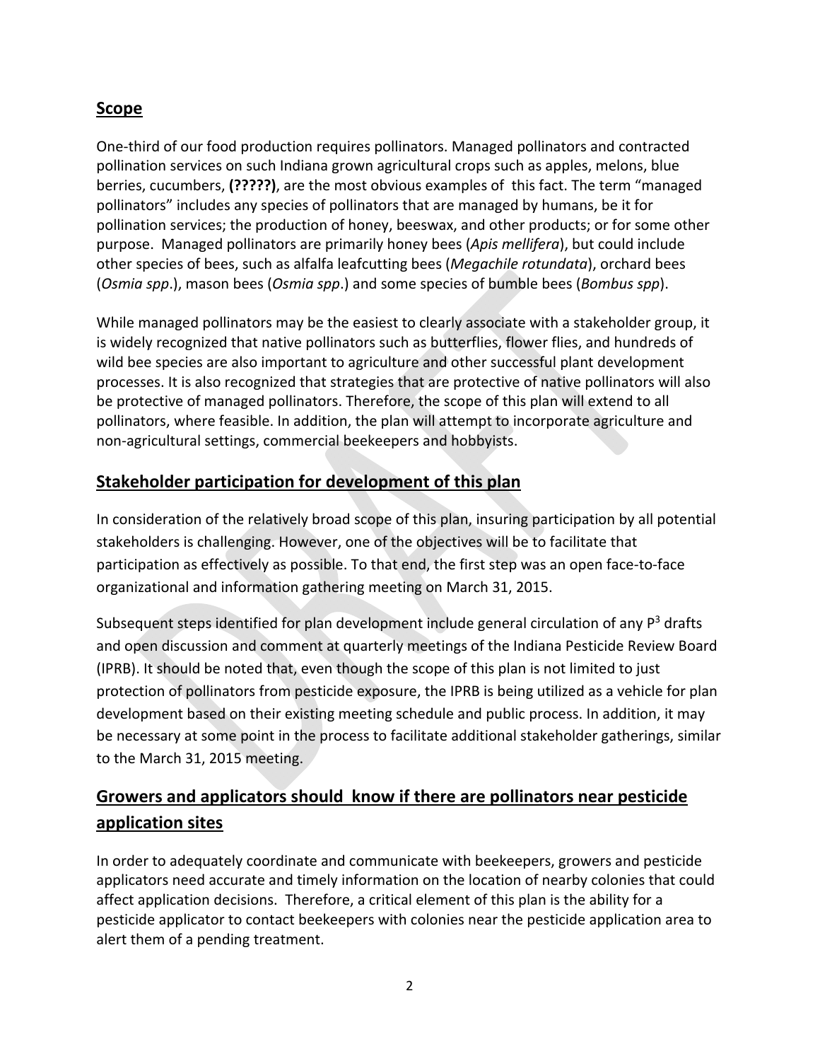## Scope

One-third of our food production requires pollinators. Managed pollinators and contracted pollination services on such Indiana grown agricultural crops such as apples, melons, blue berries, cucumbers, **(?????)**, are the most obvious examples of this fact. The term "managed pollinators" includes any species of pollinators that are managed by humans, be it for pollination services; the production of honey, beeswax, and other products; or for some other purpose. Managed pollinators are primarily honey bees (*Apis mellifera*), but could include other species of bees, such as alfalfa leafcutting bees (*Megachile rotundata*), orchard bees (*Osmia spp*.), mason bees (*Osmia spp*.) and some species of bumble bees (*Bombus spp*).

While managed pollinators may be the easiest to clearly associate with a stakeholder group, it is widely recognized that native pollinators such as butterflies, flower flies, and hundreds of wild bee species are also important to agriculture and other successful plant development processes. It is also recognized that strategies that are protective of native pollinators will also be protective of managed pollinators. Therefore, the scope of this plan will extend to all pollinators, where feasible. In addition, the plan will attempt to incorporate agriculture and non-agricultural settings, commercial beekeepers and hobbyists.

## Stakeholder participation for development of this plan

In consideration of the relatively broad scope of this plan, insuring participation by all potential stakeholders is challenging. However, one of the objectives will be to facilitate that participation as effectively as possible. To that end, the first step was an open face-to-face organizational and information gathering meeting on March 31, 2015.

Subsequent steps identified for plan development include general circulation of any $P^3$ drafts and open discussion and comment at quarterly meetings of the Indiana Pesticide Review Board (IPRB). It should be noted that, even though the scope of this plan is not limited to just protection of pollinators from pesticide exposure, the IPRB is being utilized as a vehicle for plan development based on their existing meeting schedule and public process. In addition, it may be necessary at some point in the process to facilitate additional stakeholder gatherings, similar to the March 31, 2015 meeting.

## Growers and applicators should know if there are pollinators near pesticide application sites

In order to adequately coordinate and communicate with beekeepers, growers and pesticide applicators need accurate and timely information on the location of nearby colonies that could affect application decisions. Therefore, a critical element of this plan is the ability for a pesticide applicator to contact beekeepers with colonies near the pesticide application area to alert them of a pending treatment.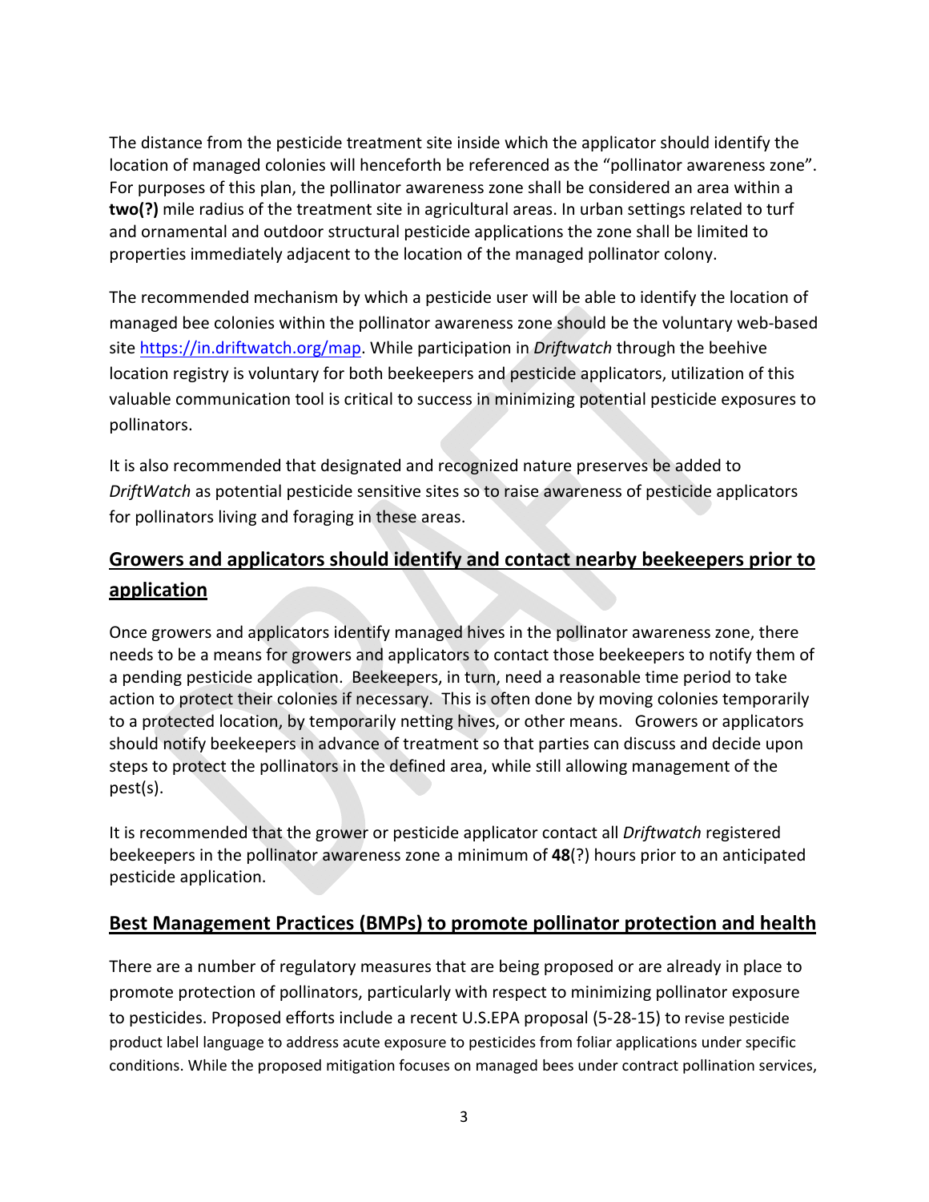The distance from the pesticide treatment site inside which the applicator should identify the location of managed colonies will henceforth be referenced as the "pollinator awareness zone". For purposes of this plan, the pollinator awareness zone shall be considered an area within a **two(?)** mile radius of the treatment site in agricultural areas. In urban settings related to turf and ornamental and outdoor structural pesticide applications the zone shall be limited to properties immediately adjacent to the location of the managed pollinator colony.

The recommended mechanism by which a pesticide user will be able to identify the location of managed bee colonies within the pollinator awareness zone should be the voluntary web-based site https://in.driftwatch.org/map. While participation in *Driftwatch* through the beehive location registry is voluntary for both beekeepers and pesticide applicators, utilization of this valuable communication tool is critical to success in minimizing potential pesticide exposures to pollinators.

It is also recommended that designated and recognized nature preserves be added to *DriftWatch* as potential pesticide sensitive sites so to raise awareness of pesticide applicators for pollinators living and foraging in these areas.

## Growers and applicators should identify and contact nearby beekeepers prior to application

Once growers and applicators identify managed hives in the pollinator awareness zone, there needs to be a means for growers and applicators to contact those beekeepers to notify them of a pending pesticide application. Beekeepers, in turn, need a reasonable time period to take action to protect their colonies if necessary. This is often done by moving colonies temporarily to a protected location, by temporarily netting hives, or other means. Growers or applicators should notify beekeepers in advance of treatment so that parties can discuss and decide upon steps to protect the pollinators in the defined area, while still allowing management of the pest(s).

It is recommended that the grower or pesticide applicator contact all *Driftwatch* registered beekeepers in the pollinator awareness zone a minimum of **48**(?) hours prior to an anticipated pesticide application.

## Best Management Practices (BMPs) to promote pollinator protection and health

There are a number of regulatory measures that are being proposed or are already in place to promote protection of pollinators, particularly with respect to minimizing pollinator exposure to pesticides. Proposed efforts include a recent U.S.EPA proposal (5-28-15) to revise pesticide product label language to address acute exposure to pesticides from foliar applications under specific conditions. While the proposed mitigation focuses on managed bees under contract pollination services,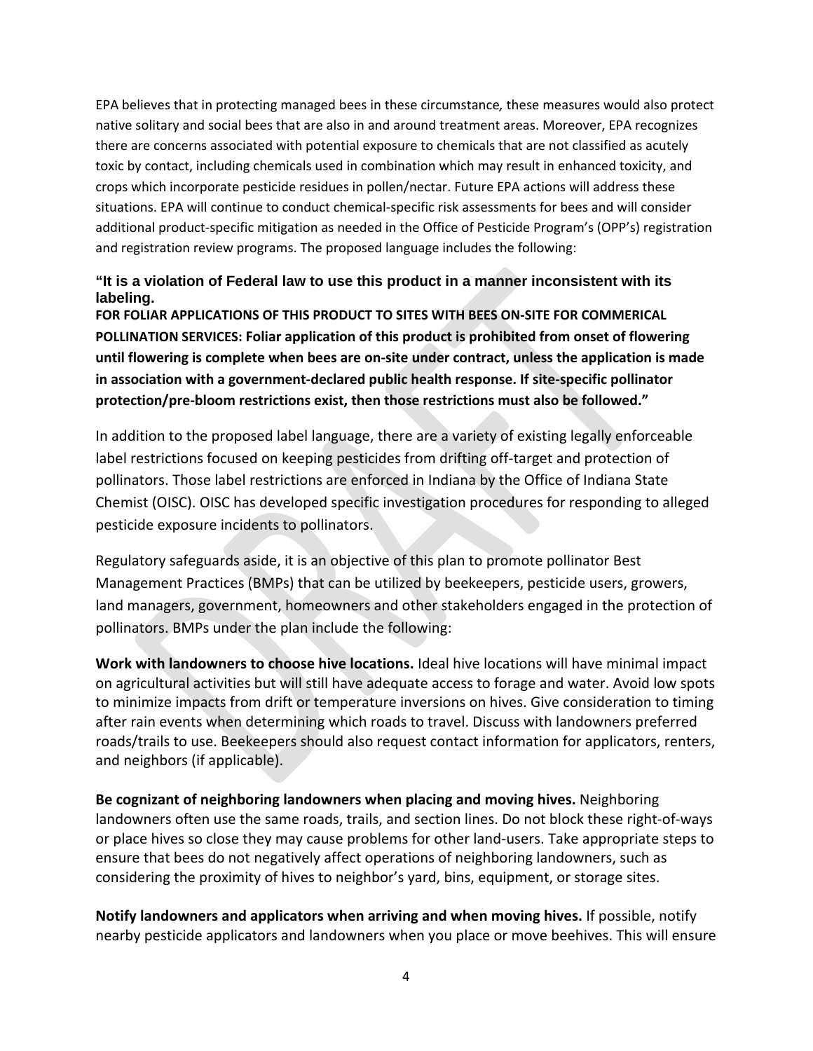EPA believes that in protecting managed bees in these circumstance, these measures would also protect native solitary and social bees that are also in and around treatment areas. Moreover, EPA recognizes there are concerns associated with potential exposure to chemicals that are not classified as acutely toxic by contact, including chemicals used in combination which may result in enhanced toxicity, and crops which incorporate pesticide residues in pollen/nectar. Future EPA actions will address these situations. EPA will continue to conduct chemical-specific risk assessments for bees and will consider additional product-specific mitigation as needed in the Office of Pesticide Program's (OPP's) registration and registration review programs. The proposed language includes the following:

**"It is a violation of Federal law to use this product in a manner inconsistent with its labeling.**
**FOR FOLIAR APPLICATIONS OF THIS PRODUCT TO SITES WITH BEES ON-SITE FOR COMMERICAL POLLINATION SERVICES: Foliar application of this product is prohibited from onset of flowering until flowering is complete when bees are on-site under contract, unless the application is made in association with a government-declared public health response. If site-specific pollinator protection/pre-bloom restrictions exist, then those restrictions must also be followed."**

In addition to the proposed label language, there are a variety of existing legally enforceable label restrictions focused on keeping pesticides from drifting off-target and protection of pollinators. Those label restrictions are enforced in Indiana by the Office of Indiana State Chemist (OISC). OISC has developed specific investigation procedures for responding to alleged pesticide exposure incidents to pollinators.

Regulatory safeguards aside, it is an objective of this plan to promote pollinator Best Management Practices (BMPs) that can be utilized by beekeepers, pesticide users, growers, land managers, government, homeowners and other stakeholders engaged in the protection of pollinators. BMPs under the plan include the following:

**Work with landowners to choose hive locations.** Ideal hive locations will have minimal impact on agricultural activities but will still have adequate access to forage and water. Avoid low spots to minimize impacts from drift or temperature inversions on hives. Give consideration to timing after rain events when determining which roads to travel. Discuss with landowners preferred roads/trails to use. Beekeepers should also request contact information for applicators, renters, and neighbors (if applicable).

**Be cognizant of neighboring landowners when placing and moving hives.** Neighboring landowners often use the same roads, trails, and section lines. Do not block these right-of-ways or place hives so close they may cause problems for other land-users. Take appropriate steps to ensure that bees do not negatively affect operations of neighboring landowners, such as considering the proximity of hives to neighbor's yard, bins, equipment, or storage sites.

**Notify landowners and applicators when arriving and when moving hives.** If possible, notify nearby pesticide applicators and landowners when you place or move beehives. This will ensure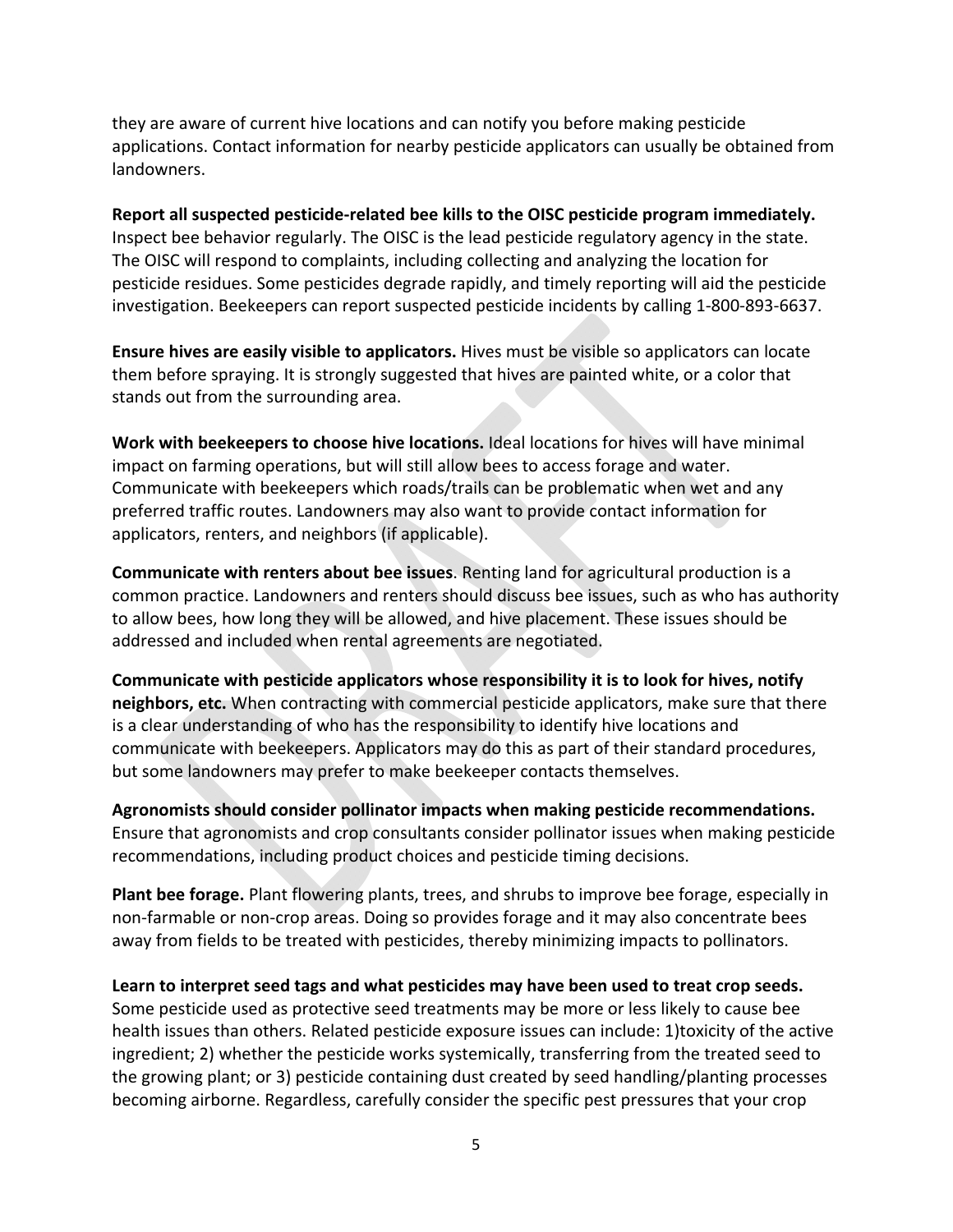they are aware of current hive locations and can notify you before making pesticide applications. Contact information for nearby pesticide applicators can usually be obtained from landowners.

**Report all suspected pesticide-related bee kills to the OISC pesticide program immediately.** Inspect bee behavior regularly. The OISC is the lead pesticide regulatory agency in the state. The OISC will respond to complaints, including collecting and analyzing the location for pesticide residues. Some pesticides degrade rapidly, and timely reporting will aid the pesticide investigation. Beekeepers can report suspected pesticide incidents by calling 1-800-893-6637.

**Ensure hives are easily visible to applicators.** Hives must be visible so applicators can locate them before spraying. It is strongly suggested that hives are painted white, or a color that stands out from the surrounding area.

**Work with beekeepers to choose hive locations.** Ideal locations for hives will have minimal impact on farming operations, but will still allow bees to access forage and water. Communicate with beekeepers which roads/trails can be problematic when wet and any preferred traffic routes. Landowners may also want to provide contact information for applicators, renters, and neighbors (if applicable).

**Communicate with renters about bee issues**. Renting land for agricultural production is a common practice. Landowners and renters should discuss bee issues, such as who has authority to allow bees, how long they will be allowed, and hive placement. These issues should be addressed and included when rental agreements are negotiated.

**Communicate with pesticide applicators whose responsibility it is to look for hives, notify neighbors, etc.** When contracting with commercial pesticide applicators, make sure that there is a clear understanding of who has the responsibility to identify hive locations and communicate with beekeepers. Applicators may do this as part of their standard procedures, but some landowners may prefer to make beekeeper contacts themselves.

**Agronomists should consider pollinator impacts when making pesticide recommendations.** Ensure that agronomists and crop consultants consider pollinator issues when making pesticide recommendations, including product choices and pesticide timing decisions.

**Plant bee forage.** Plant flowering plants, trees, and shrubs to improve bee forage, especially in non-farmable or non-crop areas. Doing so provides forage and it may also concentrate bees away from fields to be treated with pesticides, thereby minimizing impacts to pollinators.

**Learn to interpret seed tags and what pesticides may have been used to treat crop seeds.** Some pesticide used as protective seed treatments may be more or less likely to cause bee health issues than others. Related pesticide exposure issues can include: 1)toxicity of the active ingredient; 2) whether the pesticide works systemically, transferring from the treated seed to the growing plant; or 3) pesticide containing dust created by seed handling/planting processes becoming airborne. Regardless, carefully consider the specific pest pressures that your crop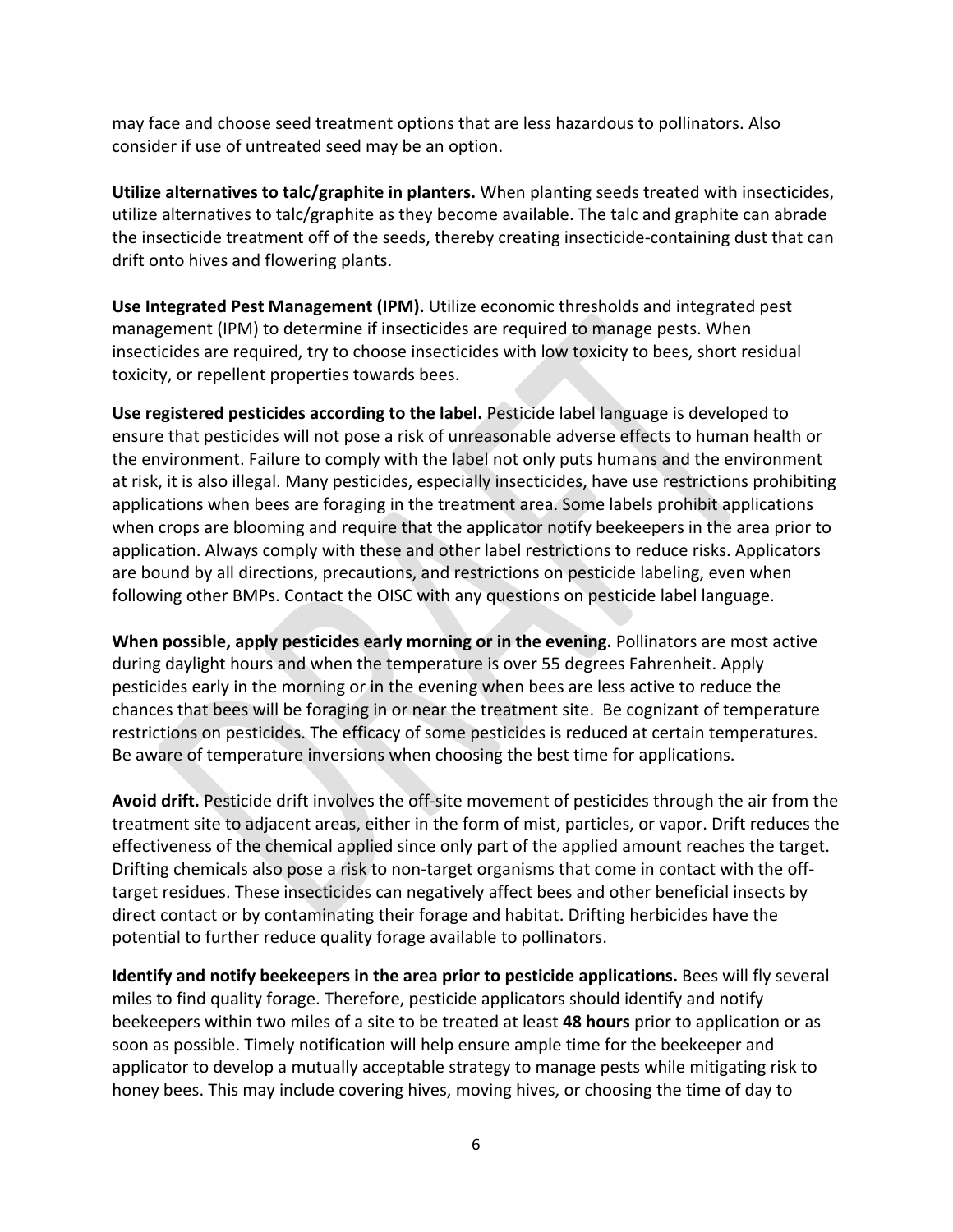may face and choose seed treatment options that are less hazardous to pollinators. Also consider if use of untreated seed may be an option.

**Utilize alternatives to talc/graphite in planters.** When planting seeds treated with insecticides, utilize alternatives to talc/graphite as they become available. The talc and graphite can abrade the insecticide treatment off of the seeds, thereby creating insecticide-containing dust that can drift onto hives and flowering plants.

**Use Integrated Pest Management (IPM).** Utilize economic thresholds and integrated pest management (IPM) to determine if insecticides are required to manage pests. When insecticides are required, try to choose insecticides with low toxicity to bees, short residual toxicity, or repellent properties towards bees.

**Use registered pesticides according to the label.** Pesticide label language is developed to ensure that pesticides will not pose a risk of unreasonable adverse effects to human health or the environment. Failure to comply with the label not only puts humans and the environment at risk, it is also illegal. Many pesticides, especially insecticides, have use restrictions prohibiting applications when bees are foraging in the treatment area. Some labels prohibit applications when crops are blooming and require that the applicator notify beekeepers in the area prior to application. Always comply with these and other label restrictions to reduce risks. Applicators are bound by all directions, precautions, and restrictions on pesticide labeling, even when following other BMPs. Contact the OISC with any questions on pesticide label language.

**When possible, apply pesticides early morning or in the evening.** Pollinators are most active during daylight hours and when the temperature is over 55 degrees Fahrenheit. Apply pesticides early in the morning or in the evening when bees are less active to reduce the chances that bees will be foraging in or near the treatment site. Be cognizant of temperature restrictions on pesticides. The efficacy of some pesticides is reduced at certain temperatures. Be aware of temperature inversions when choosing the best time for applications.

**Avoid drift.** Pesticide drift involves the off-site movement of pesticides through the air from the treatment site to adjacent areas, either in the form of mist, particles, or vapor. Drift reduces the effectiveness of the chemical applied since only part of the applied amount reaches the target. Drifting chemicals also pose a risk to non-target organisms that come in contact with the off-target residues. These insecticides can negatively affect bees and other beneficial insects by direct contact or by contaminating their forage and habitat. Drifting herbicides have the potential to further reduce quality forage available to pollinators.

**Identify and notify beekeepers in the area prior to pesticide applications.** Bees will fly several miles to find quality forage. Therefore, pesticide applicators should identify and notify beekeepers within two miles of a site to be treated at least **48 hours** prior to application or as soon as possible. Timely notification will help ensure ample time for the beekeeper and applicator to develop a mutually acceptable strategy to manage pests while mitigating risk to honey bees. This may include covering hives, moving hives, or choosing the time of day to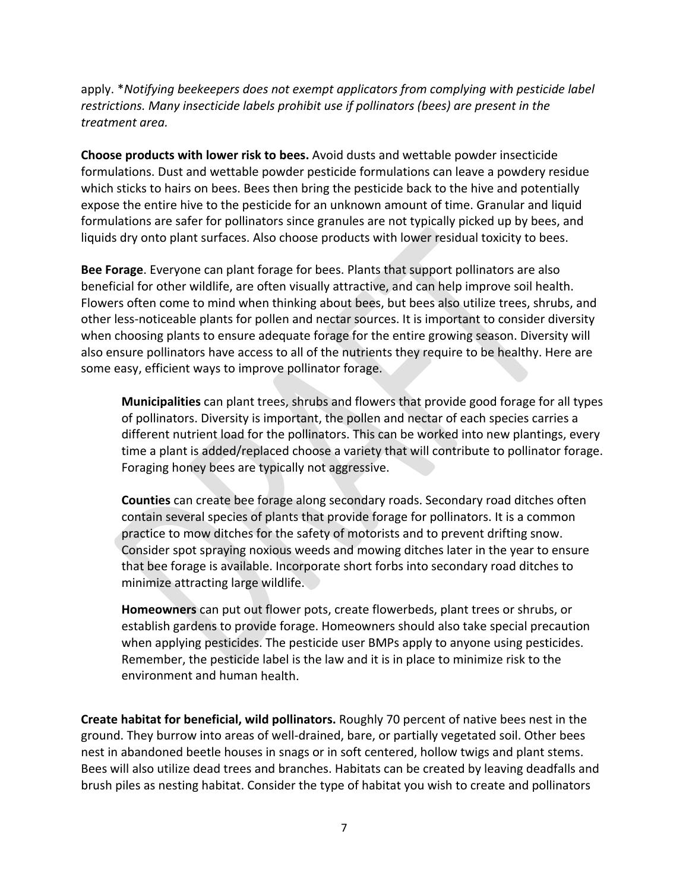apply. **Notifying beekeepers does not exempt applicators from complying with pesticide label restrictions. Many insecticide labels prohibit use if pollinators (bees) are present in the treatment area.*

**Choose products with lower risk to bees.** Avoid dusts and wettable powder insecticide formulations. Dust and wettable powder pesticide formulations can leave a powdery residue which sticks to hairs on bees. Bees then bring the pesticide back to the hive and potentially expose the entire hive to the pesticide for an unknown amount of time. Granular and liquid formulations are safer for pollinators since granules are not typically picked up by bees, and liquids dry onto plant surfaces. Also choose products with lower residual toxicity to bees.

**Bee Forage**. Everyone can plant forage for bees. Plants that support pollinators are also beneficial for other wildlife, are often visually attractive, and can help improve soil health. Flowers often come to mind when thinking about bees, but bees also utilize trees, shrubs, and other less-noticeable plants for pollen and nectar sources. It is important to consider diversity when choosing plants to ensure adequate forage for the entire growing season. Diversity will also ensure pollinators have access to all of the nutrients they require to be healthy. Here are some easy, efficient ways to improve pollinator forage.

> **Municipalities** can plant trees, shrubs and flowers that provide good forage for all types of pollinators. Diversity is important, the pollen and nectar of each species carries a different nutrient load for the pollinators. This can be worked into new plantings, every time a plant is added/replaced choose a variety that will contribute to pollinator forage. Foraging honey bees are typically not aggressive.
>
> **Counties** can create bee forage along secondary roads. Secondary road ditches often contain several species of plants that provide forage for pollinators. It is a common practice to mow ditches for the safety of motorists and to prevent drifting snow. Consider spot spraying noxious weeds and mowing ditches later in the year to ensure that bee forage is available. Incorporate short forbs into secondary road ditches to minimize attracting large wildlife.
>
> **Homeowners** can put out flower pots, create flowerbeds, plant trees or shrubs, or establish gardens to provide forage. Homeowners should also take special precaution when applying pesticides. The pesticide user BMPs apply to anyone using pesticides. Remember, the pesticide label is the law and it is in place to minimize risk to the environment and human health.

**Create habitat for beneficial, wild pollinators.** Roughly 70 percent of native bees nest in the ground. They burrow into areas of well-drained, bare, or partially vegetated soil. Other bees nest in abandoned beetle houses in snags or in soft centered, hollow twigs and plant stems. Bees will also utilize dead trees and branches. Habitats can be created by leaving deadfalls and brush piles as nesting habitat. Consider the type of habitat you wish to create and pollinators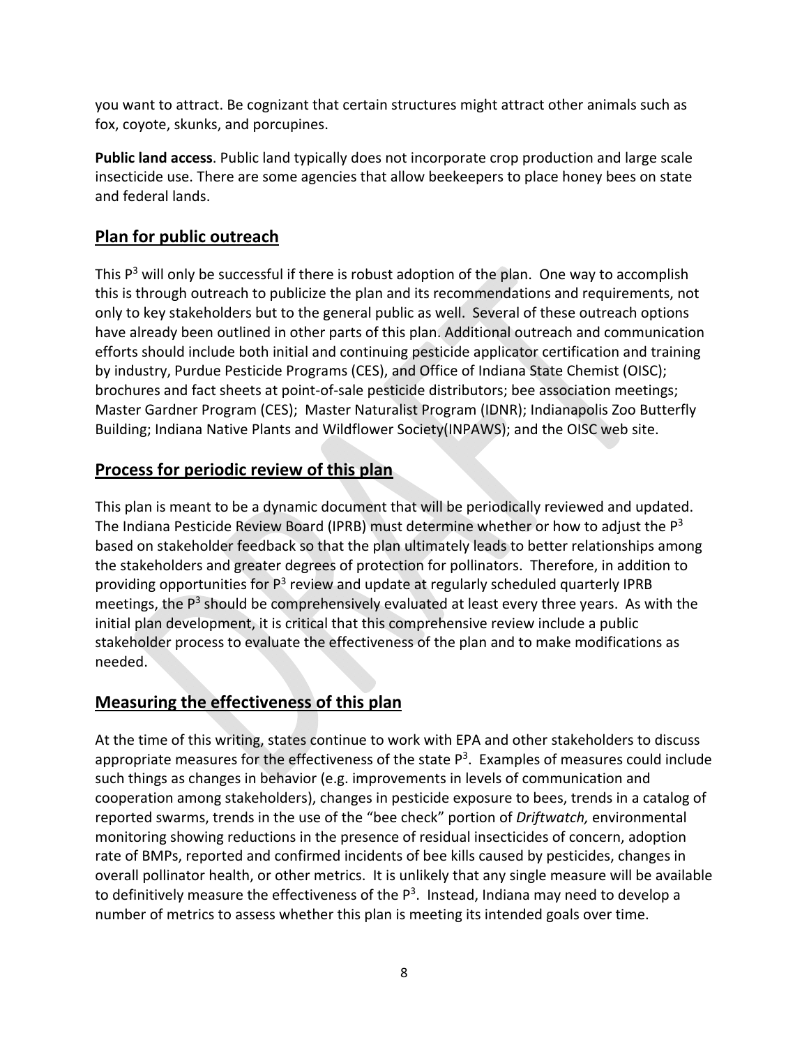you want to attract. Be cognizant that certain structures might attract other animals such as fox, coyote, skunks, and porcupines.

**Public land access**. Public land typically does not incorporate crop production and large scale insecticide use. There are some agencies that allow beekeepers to place honey bees on state and federal lands.

## Plan for public outreach

This $P^3$ will only be successful if there is robust adoption of the plan. One way to accomplish this is through outreach to publicize the plan and its recommendations and requirements, not only to key stakeholders but to the general public as well. Several of these outreach options have already been outlined in other parts of this plan. Additional outreach and communication efforts should include both initial and continuing pesticide applicator certification and training by industry, Purdue Pesticide Programs (CES), and Office of Indiana State Chemist (OISC); brochures and fact sheets at point-of-sale pesticide distributors; bee association meetings; Master Gardner Program (CES); Master Naturalist Program (IDNR); Indianapolis Zoo Butterfly Building; Indiana Native Plants and Wildflower Society(INPAWS); and the OISC web site.

## Process for periodic review of this plan

This plan is meant to be a dynamic document that will be periodically reviewed and updated. The Indiana Pesticide Review Board (IPRB) must determine whether or how to adjust the $P^3$ based on stakeholder feedback so that the plan ultimately leads to better relationships among the stakeholders and greater degrees of protection for pollinators. Therefore, in addition to providing opportunities for $P^3$ review and update at regularly scheduled quarterly IPRB meetings, the $P^3$ should be comprehensively evaluated at least every three years. As with the initial plan development, it is critical that this comprehensive review include a public stakeholder process to evaluate the effectiveness of the plan and to make modifications as needed.

## Measuring the effectiveness of this plan

At the time of this writing, states continue to work with EPA and other stakeholders to discuss appropriate measures for the effectiveness of the state $P^3$. Examples of measures could include such things as changes in behavior (e.g. improvements in levels of communication and cooperation among stakeholders), changes in pesticide exposure to bees, trends in a catalog of reported swarms, trends in the use of the "bee check" portion of *Driftwatch,* environmental monitoring showing reductions in the presence of residual insecticides of concern, adoption rate of BMPs, reported and confirmed incidents of bee kills caused by pesticides, changes in overall pollinator health, or other metrics. It is unlikely that any single measure will be available to definitively measure the effectiveness of the $P^3$. Instead, Indiana may need to develop a number of metrics to assess whether this plan is meeting its intended goals over time.